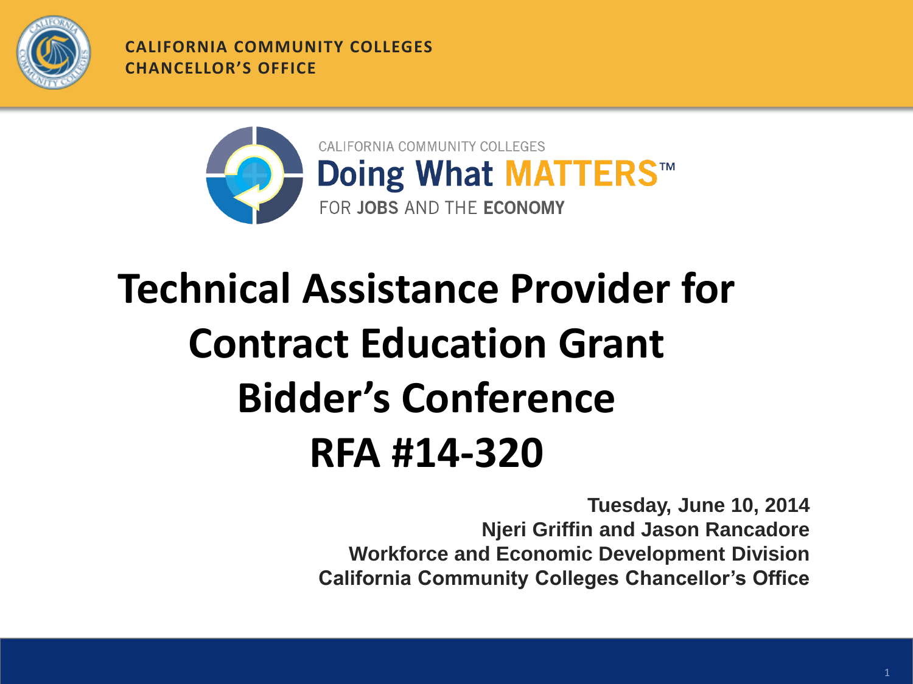CALIFORNIA COMMUNITY COLLEGES
CHANCELLOR'S OFFICE

CALIFORNIA COMMUNITY COLLEGES
Doing What MATTERS™
FOR JOBS AND THE ECONOMY

# Technical Assistance Provider for Contract Education Grant Bidder's Conference RFA #14-320

**Tuesday, June 10, 2014**
**Njeri Griffin and Jason Rancadore**
**Workforce and Economic Development Division**
**California Community Colleges Chancellor's Office**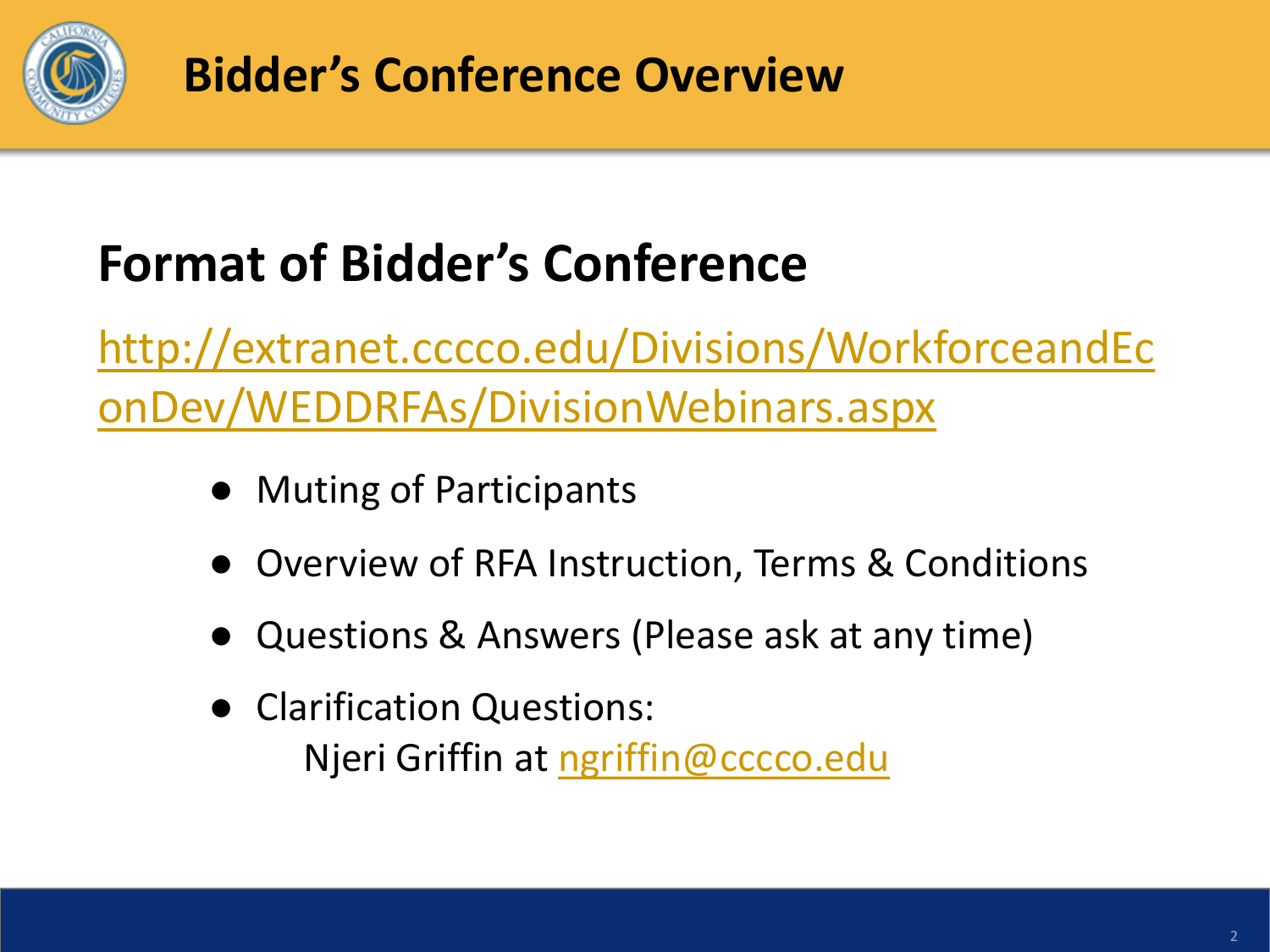# Bidder's Conference Overview

## Format of Bidder's Conference

http://extranet.cccco.edu/Divisions/WorkforceandEconDev/WEDDRFAs/DivisionWebinars.aspx

- Muting of Participants
- Overview of RFA Instruction, Terms & Conditions
- Questions & Answers (Please ask at any time)
- Clarification Questions:
  Njeri Griffin at ngriffin@cccco.edu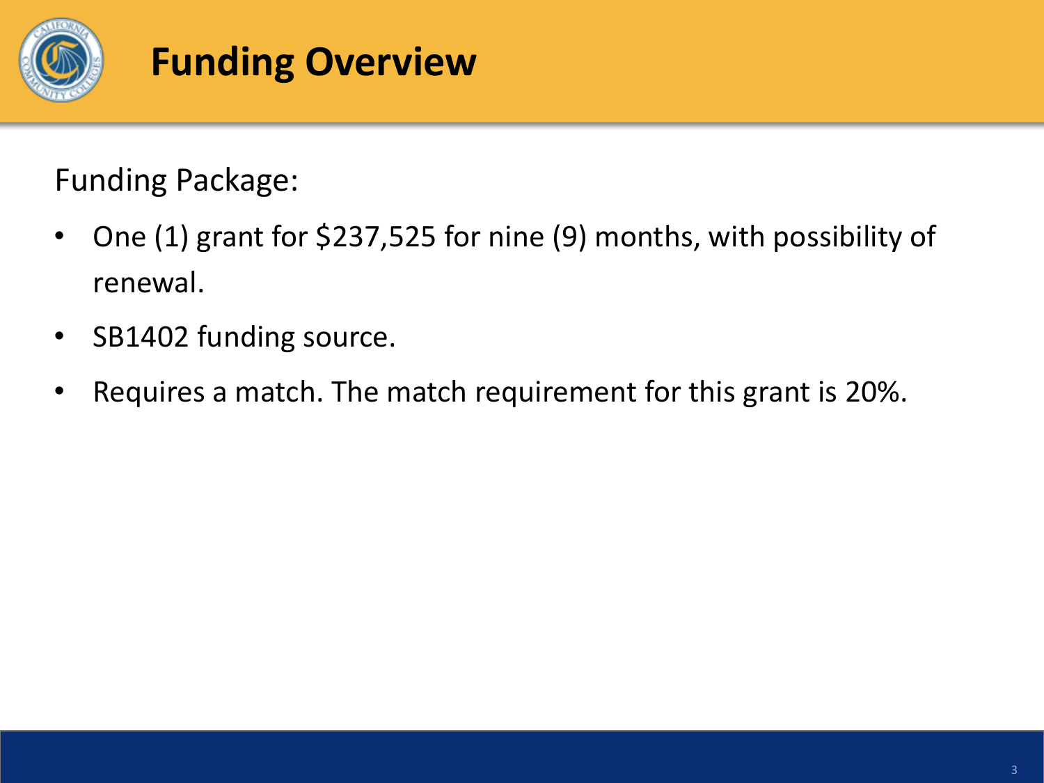# Funding Overview

Funding Package:

- One (1) grant for $237,525 for nine (9) months, with possibility of renewal.
- SB1402 funding source.
- Requires a match. The match requirement for this grant is 20%.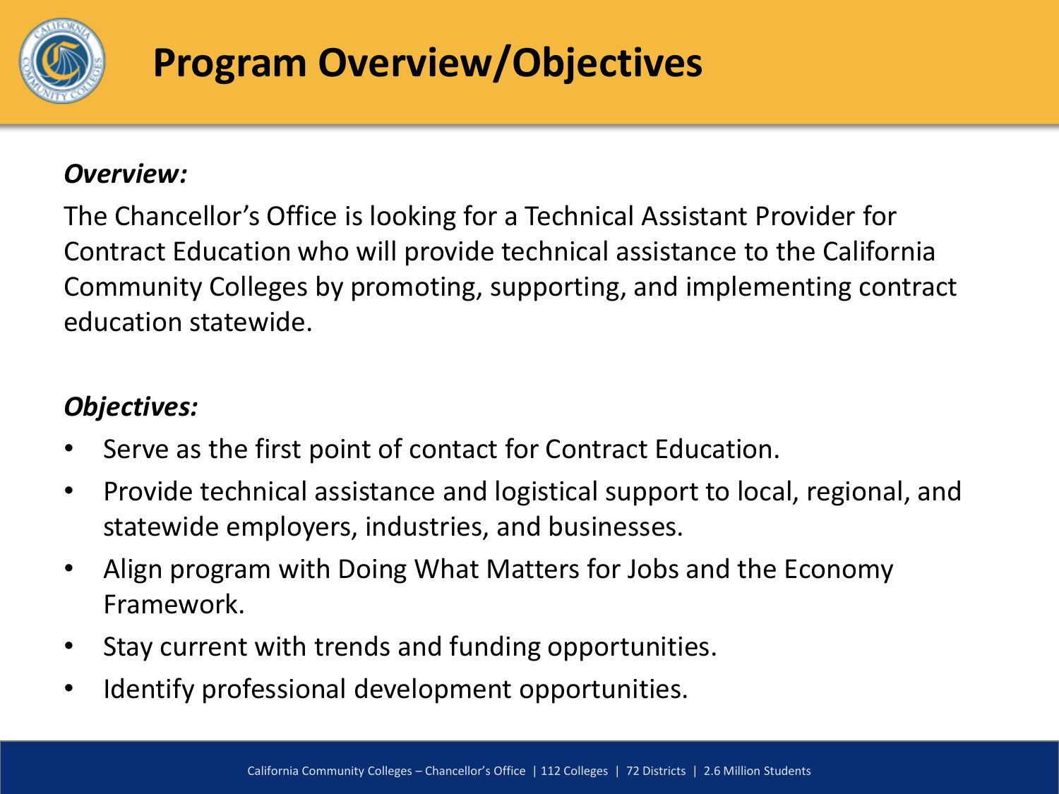# Program Overview/Objectives

***Overview:***

The Chancellor's Office is looking for a Technical Assistant Provider for Contract Education who will provide technical assistance to the California Community Colleges by promoting, supporting, and implementing contract education statewide.

***Objectives:***

- Serve as the first point of contact for Contract Education.
- Provide technical assistance and logistical support to local, regional, and statewide employers, industries, and businesses.
- Align program with Doing What Matters for Jobs and the Economy Framework.
- Stay current with trends and funding opportunities.
- Identify professional development opportunities.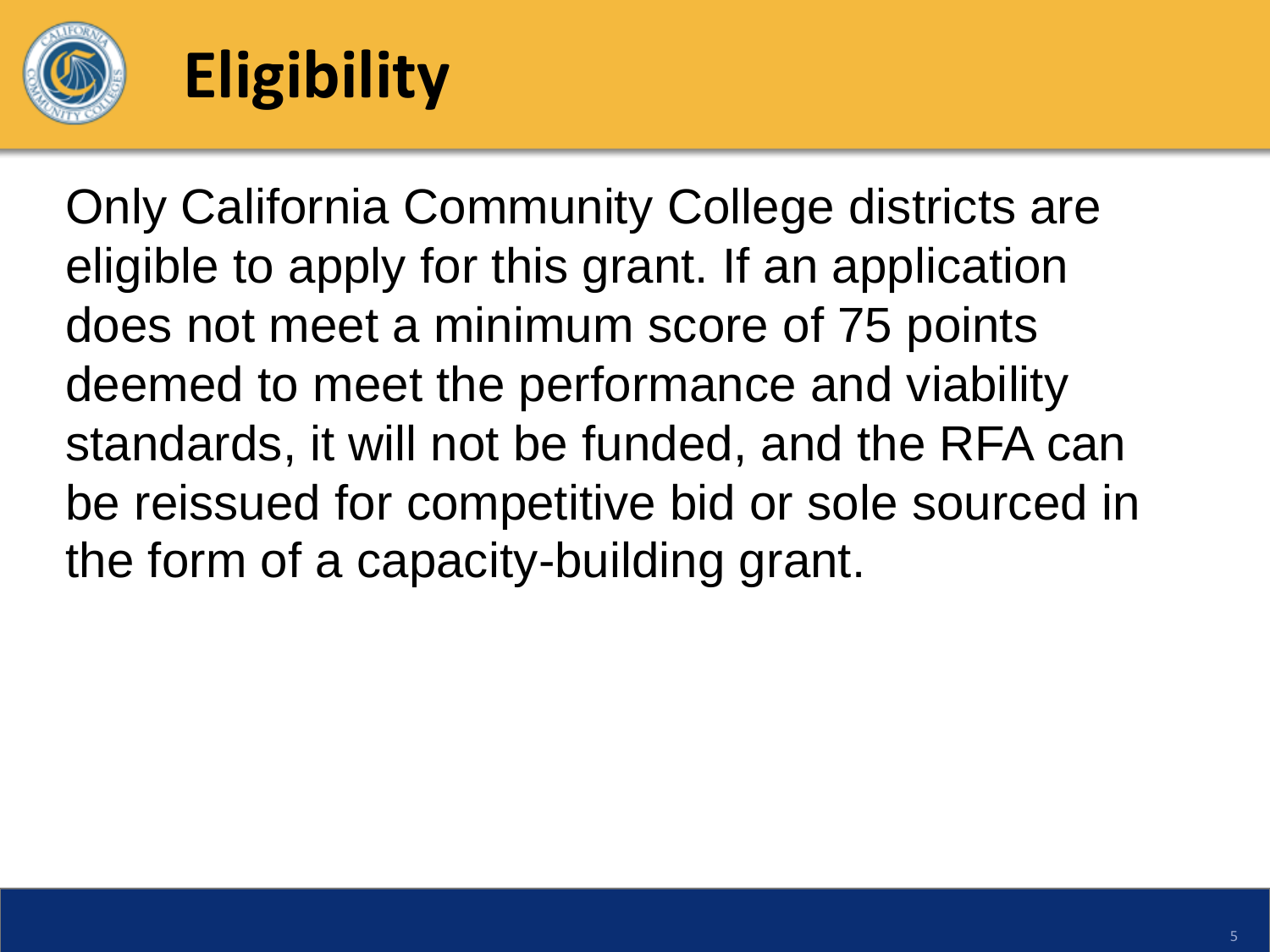# Eligibility

Only California Community College districts are eligible to apply for this grant. If an application does not meet a minimum score of 75 points deemed to meet the performance and viability standards, it will not be funded, and the RFA can be reissued for competitive bid or sole sourced in the form of a capacity-building grant.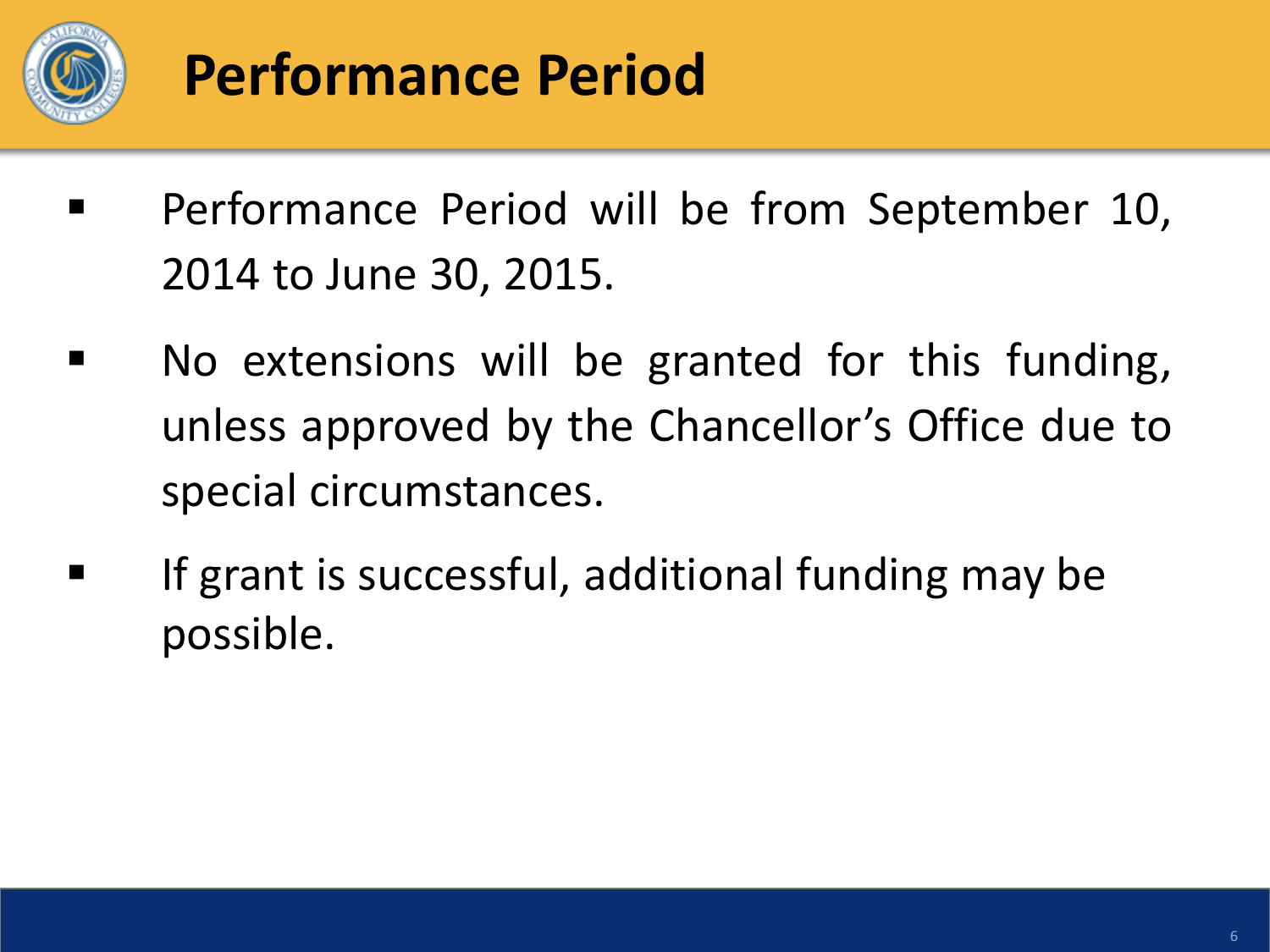# Performance Period

- Performance Period will be from September 10, 2014 to June 30, 2015.
- No extensions will be granted for this funding, unless approved by the Chancellor's Office due to special circumstances.
- If grant is successful, additional funding may be possible.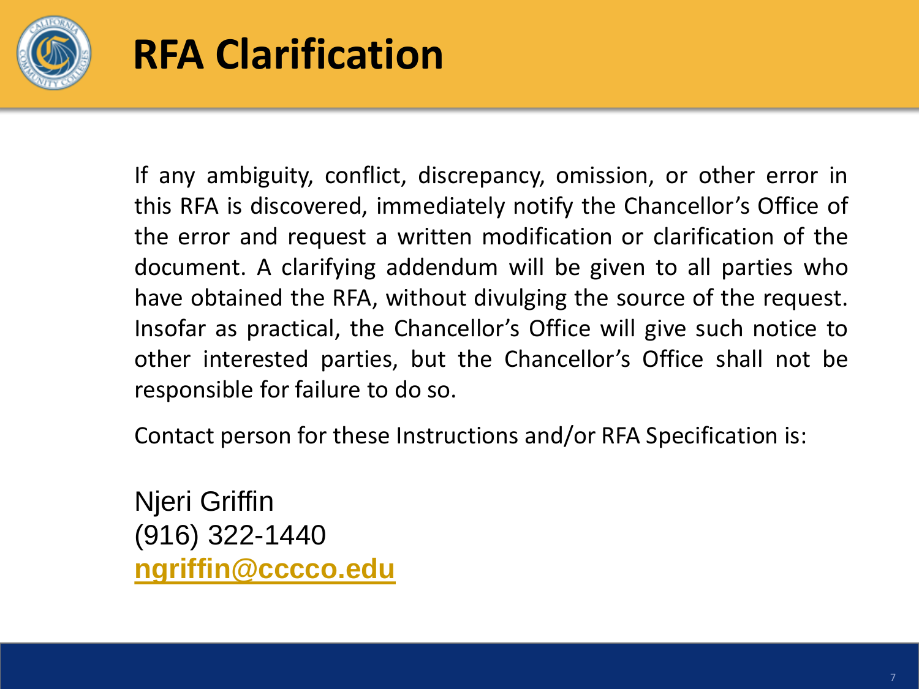# RFA Clarification

If any ambiguity, conflict, discrepancy, omission, or other error in this RFA is discovered, immediately notify the Chancellor's Office of the error and request a written modification or clarification of the document. A clarifying addendum will be given to all parties who have obtained the RFA, without divulging the source of the request. Insofar as practical, the Chancellor's Office will give such notice to other interested parties, but the Chancellor's Office shall not be responsible for failure to do so.

Contact person for these Instructions and/or RFA Specification is:

Njeri Griffin
(916) 322-1440
[ngriffin@cccco.edu](mailto:ngriffin@cccco.edu)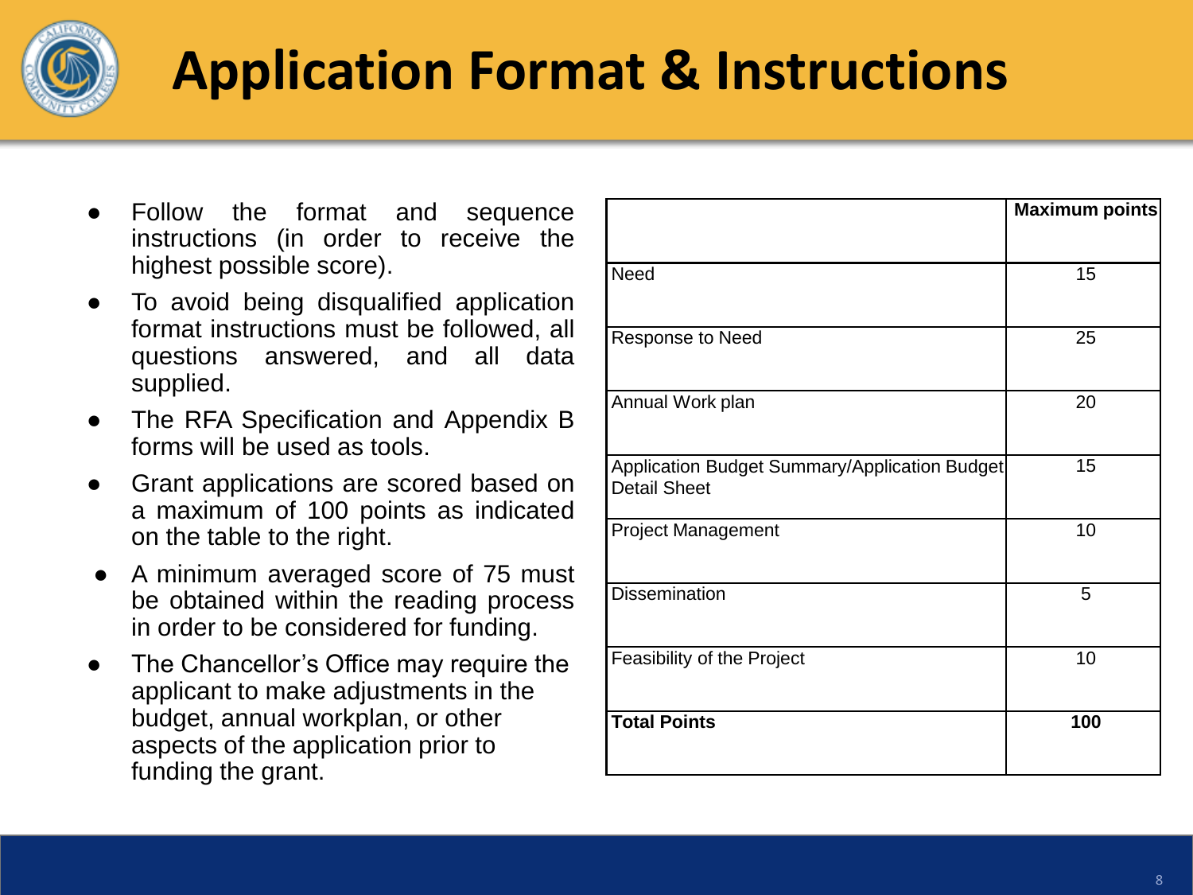# Application Format & Instructions

- Follow the format and sequence instructions (in order to receive the highest possible score).
- To avoid being disqualified application format instructions must be followed, all questions answered, and all data supplied.
- The RFA Specification and Appendix B forms will be used as tools.
- Grant applications are scored based on a maximum of 100 points as indicated on the table to the right.
- A minimum averaged score of 75 must be obtained within the reading process in order to be considered for funding.
- The Chancellor's Office may require the applicant to make adjustments in the budget, annual workplan, or other aspects of the application prior to funding the grant.

| | **Maximum points** |
|---|---|
| Need | 15 |
| Response to Need | 25 |
| Annual Work plan | 20 |
| Application Budget Summary/Application Budget Detail Sheet | 15 |
| Project Management | 10 |
| Dissemination | 5 |
| Feasibility of the Project | 10 |
| **Total Points** | **100** |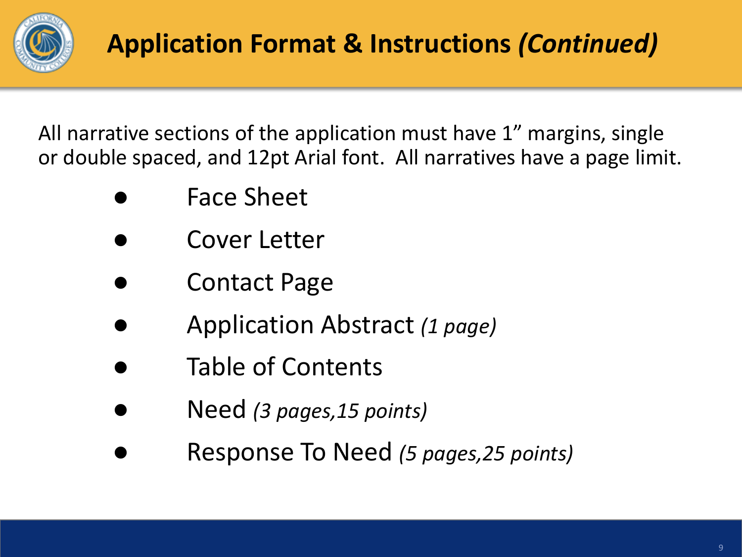# Application Format & Instructions *(Continued)*

All narrative sections of the application must have 1" margins, single or double spaced, and 12pt Arial font. All narratives have a page limit.

- Face Sheet
- Cover Letter
- Contact Page
- Application Abstract *(1 page)*
- Table of Contents
- Need *(3 pages,15 points)*
- Response To Need *(5 pages,25 points)*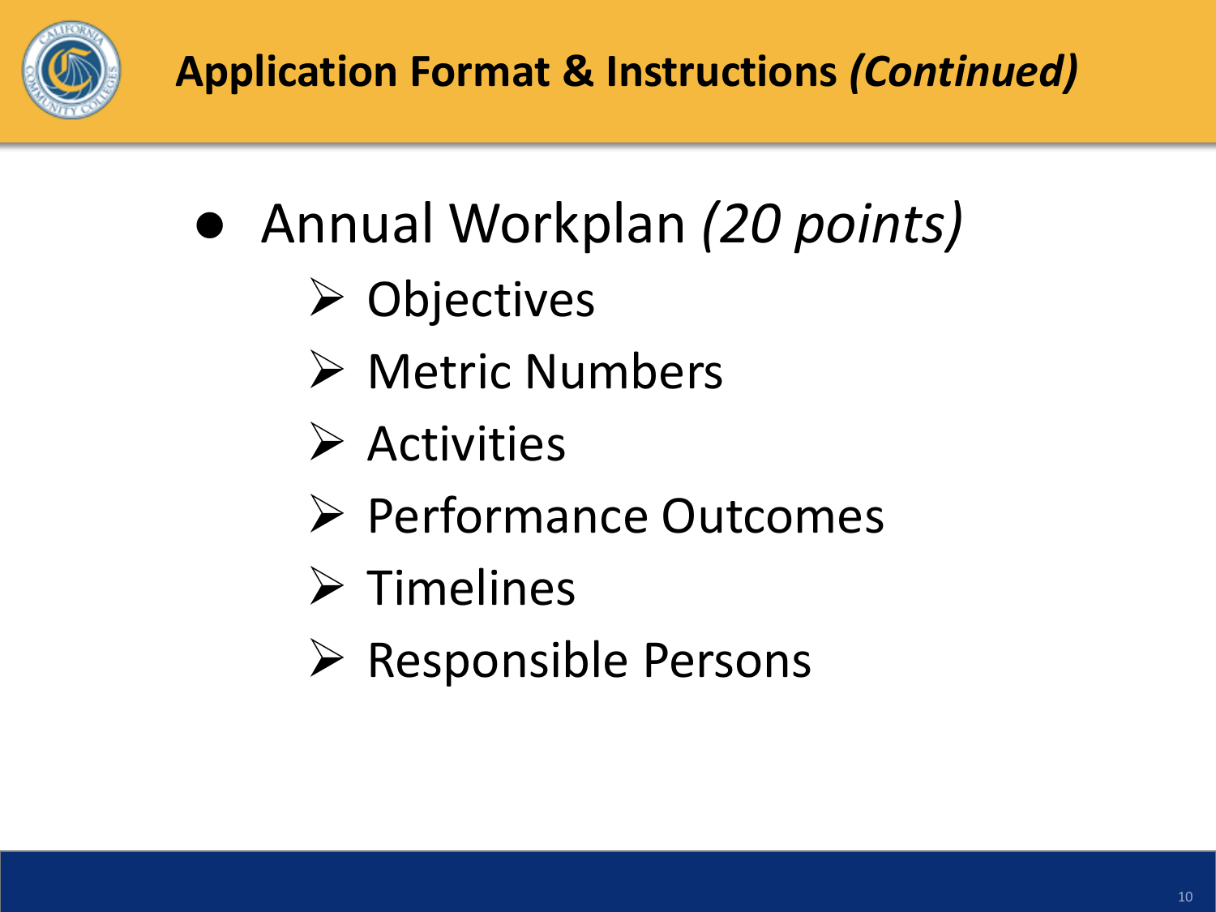# Application Format & Instructions *(Continued)*

- Annual Workplan *(20 points)*
  - Objectives
  - Metric Numbers
  - Activities
  - Performance Outcomes
  - Timelines
  - Responsible Persons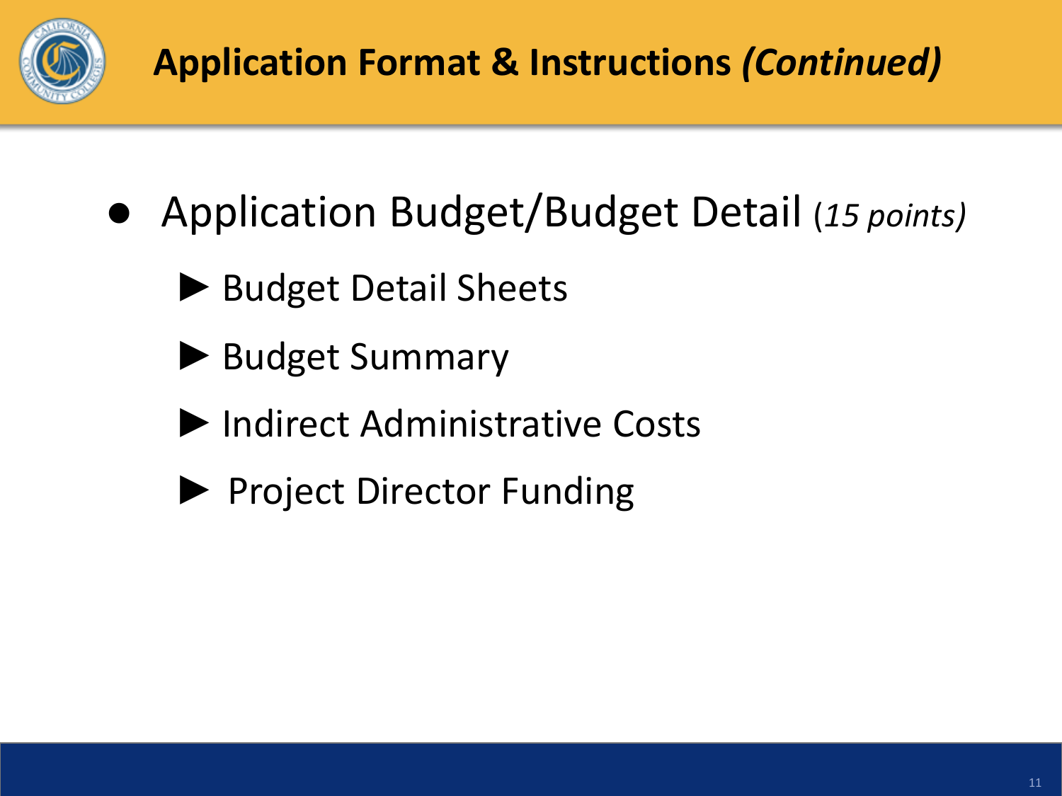# Application Format & Instructions *(Continued)*

- Application Budget/Budget Detail (*15 points*)
  - Budget Detail Sheets
  - Budget Summary
  - Indirect Administrative Costs
  - Project Director Funding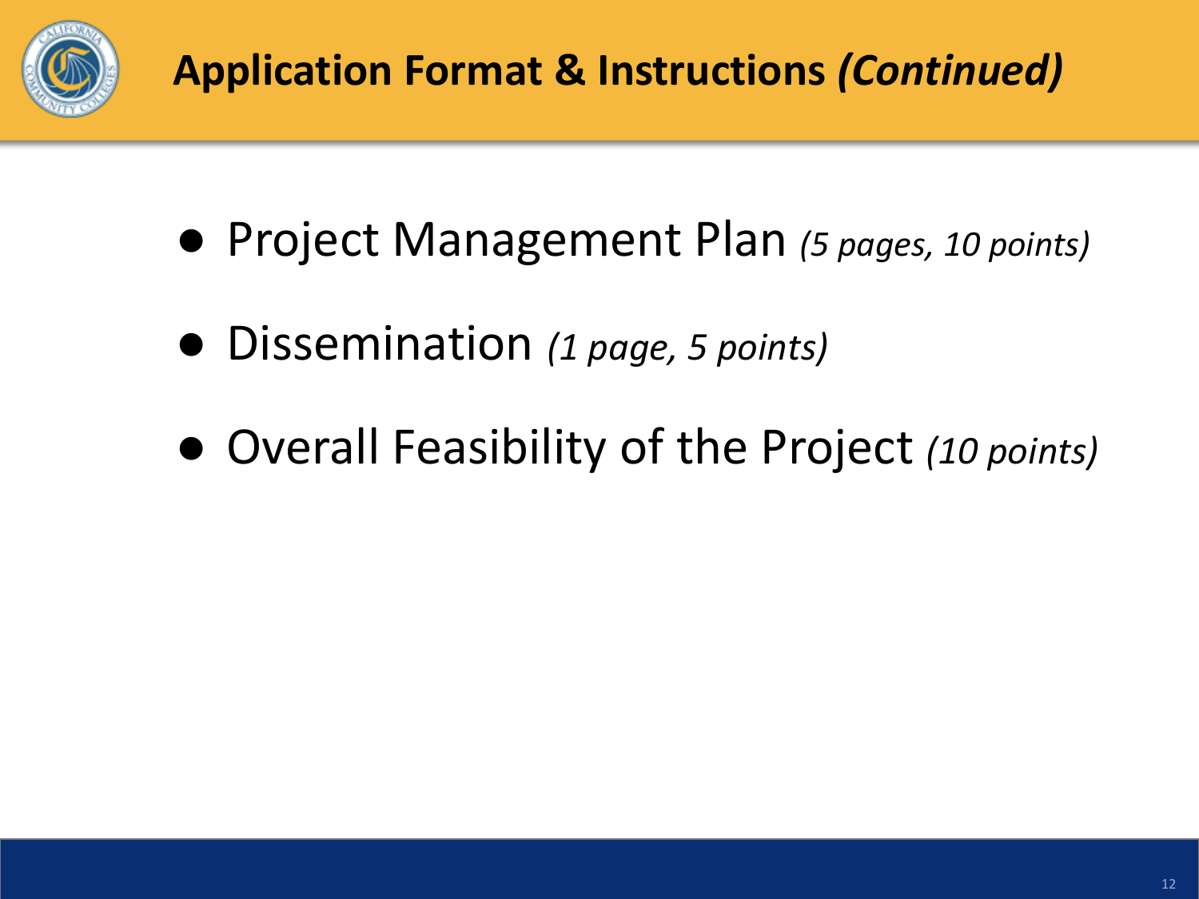# Application Format & Instructions *(Continued)*

- Project Management Plan *(5 pages, 10 points)*
- Dissemination *(1 page, 5 points)*
- Overall Feasibility of the Project *(10 points)*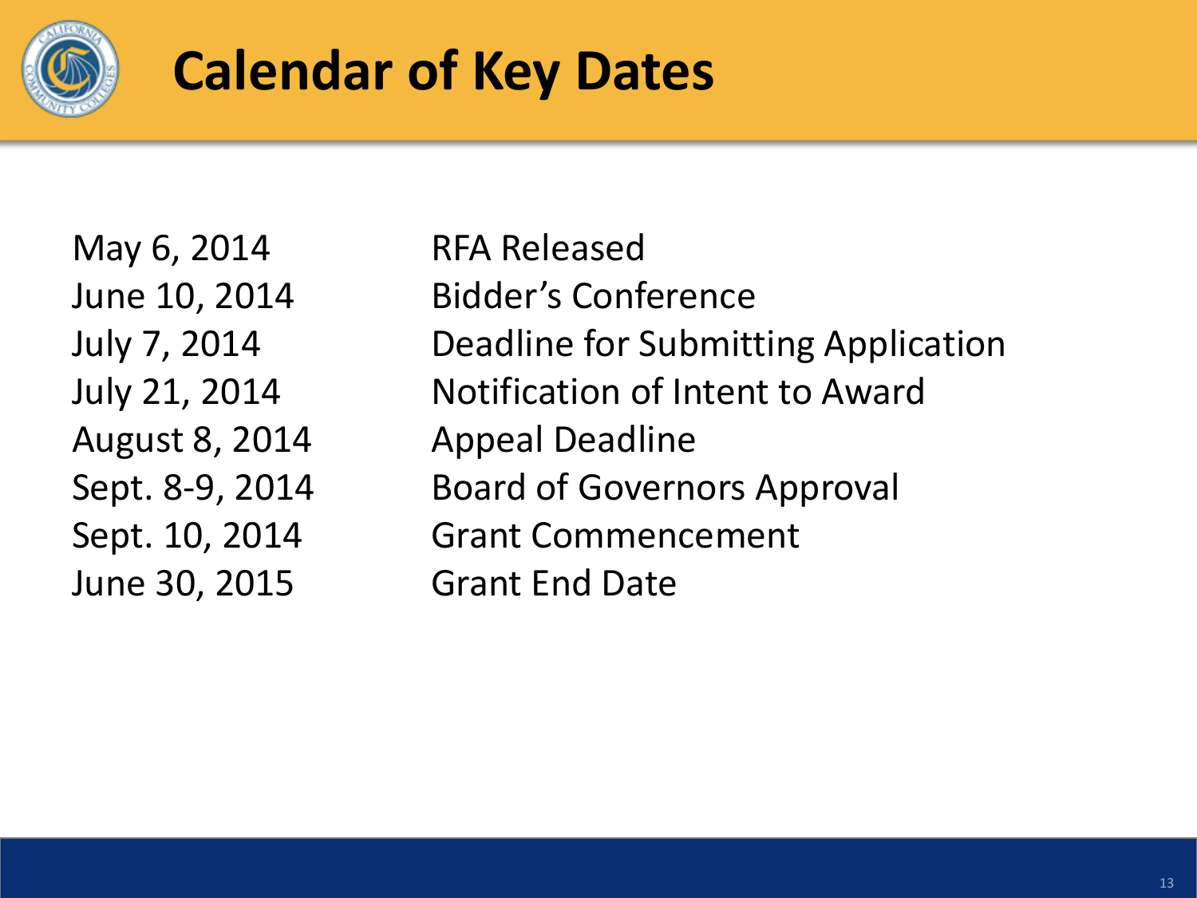# Calendar of Key Dates

| | |
|---|---|
| May 6, 2014 | RFA Released |
| June 10, 2014 | Bidder's Conference |
| July 7, 2014 | Deadline for Submitting Application |
| July 21, 2014 | Notification of Intent to Award |
| August 8, 2014 | Appeal Deadline |
| Sept. 8-9, 2014 | Board of Governors Approval |
| Sept. 10, 2014 | Grant Commencement |
| June 30, 2015 | Grant End Date |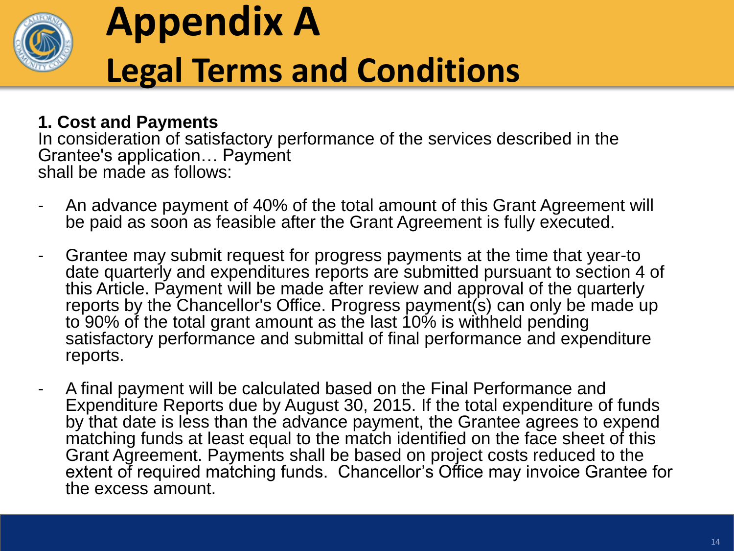# Appendix A
## Legal Terms and Conditions

**1. Cost and Payments**
In consideration of satisfactory performance of the services described in the Grantee's application… Payment shall be made as follows:

- An advance payment of 40% of the total amount of this Grant Agreement will be paid as soon as feasible after the Grant Agreement is fully executed.
- Grantee may submit request for progress payments at the time that year-to date quarterly and expenditures reports are submitted pursuant to section 4 of this Article. Payment will be made after review and approval of the quarterly reports by the Chancellor's Office. Progress payment(s) can only be made up to 90% of the total grant amount as the last 10% is withheld pending satisfactory performance and submittal of final performance and expenditure reports.
- A final payment will be calculated based on the Final Performance and Expenditure Reports due by August 30, 2015. If the total expenditure of funds by that date is less than the advance payment, the Grantee agrees to expend matching funds at least equal to the match identified on the face sheet of this Grant Agreement. Payments shall be based on project costs reduced to the extent of required matching funds. Chancellor's Office may invoice Grantee for the excess amount.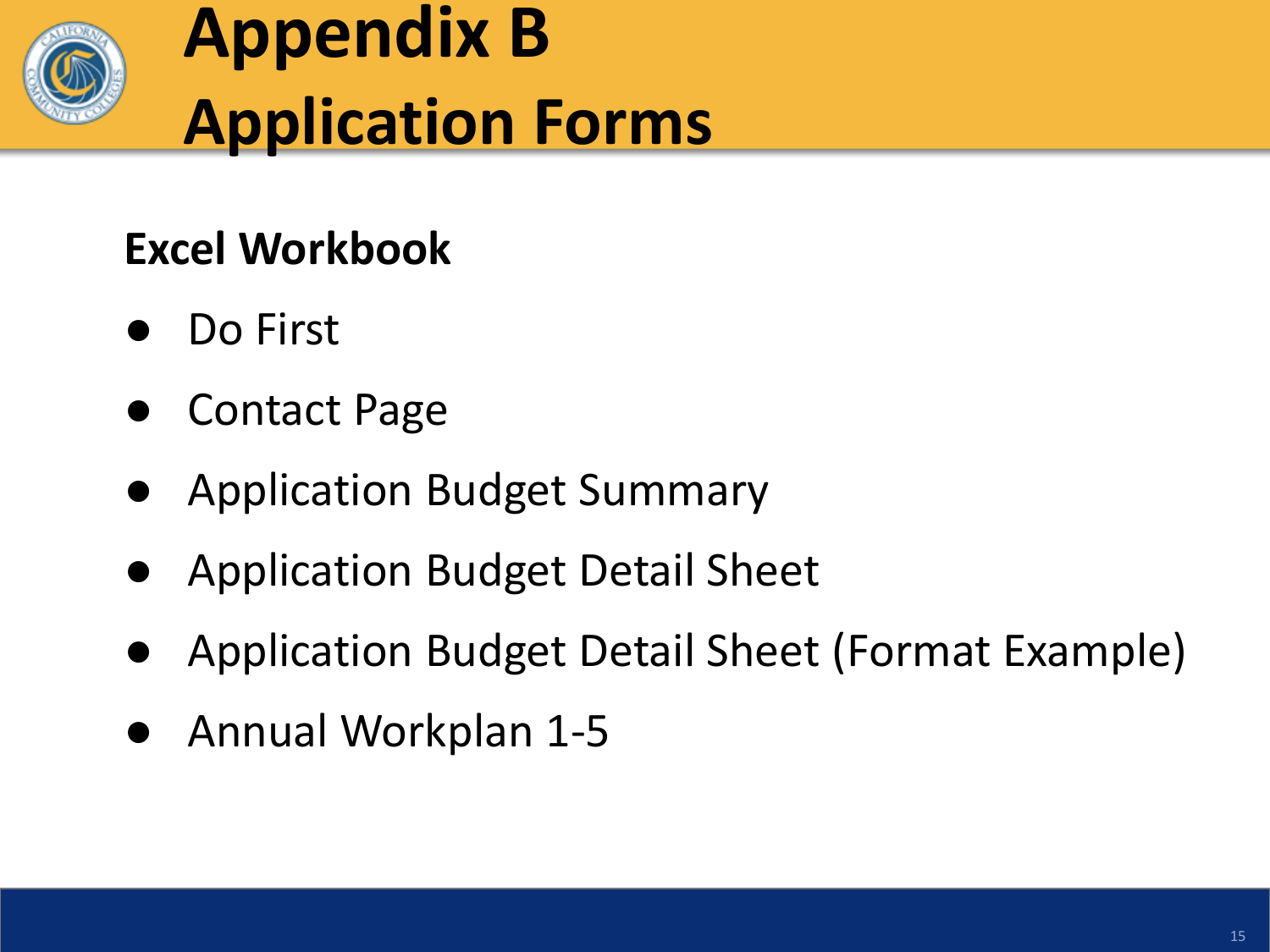# Appendix B
# Application Forms

**Excel Workbook**

- Do First
- Contact Page
- Application Budget Summary
- Application Budget Detail Sheet
- Application Budget Detail Sheet (Format Example)
- Annual Workplan 1-5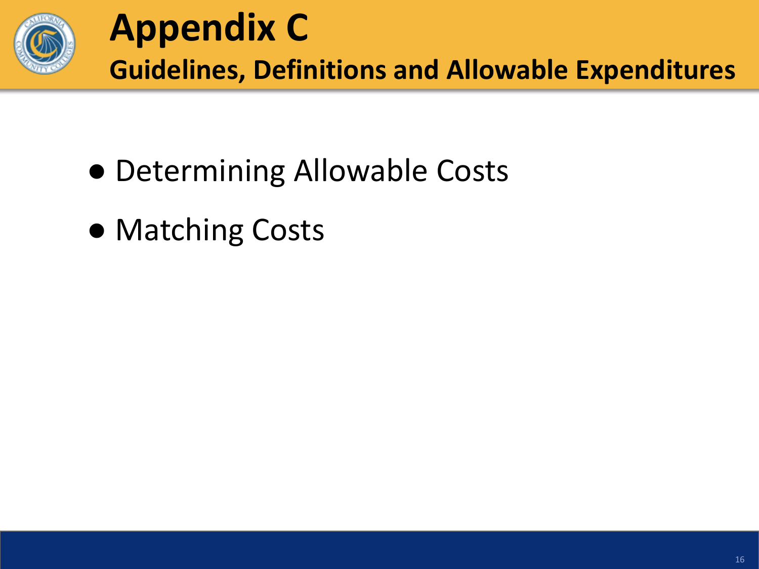# Appendix C

## Guidelines, Definitions and Allowable Expenditures

- Determining Allowable Costs
- Matching Costs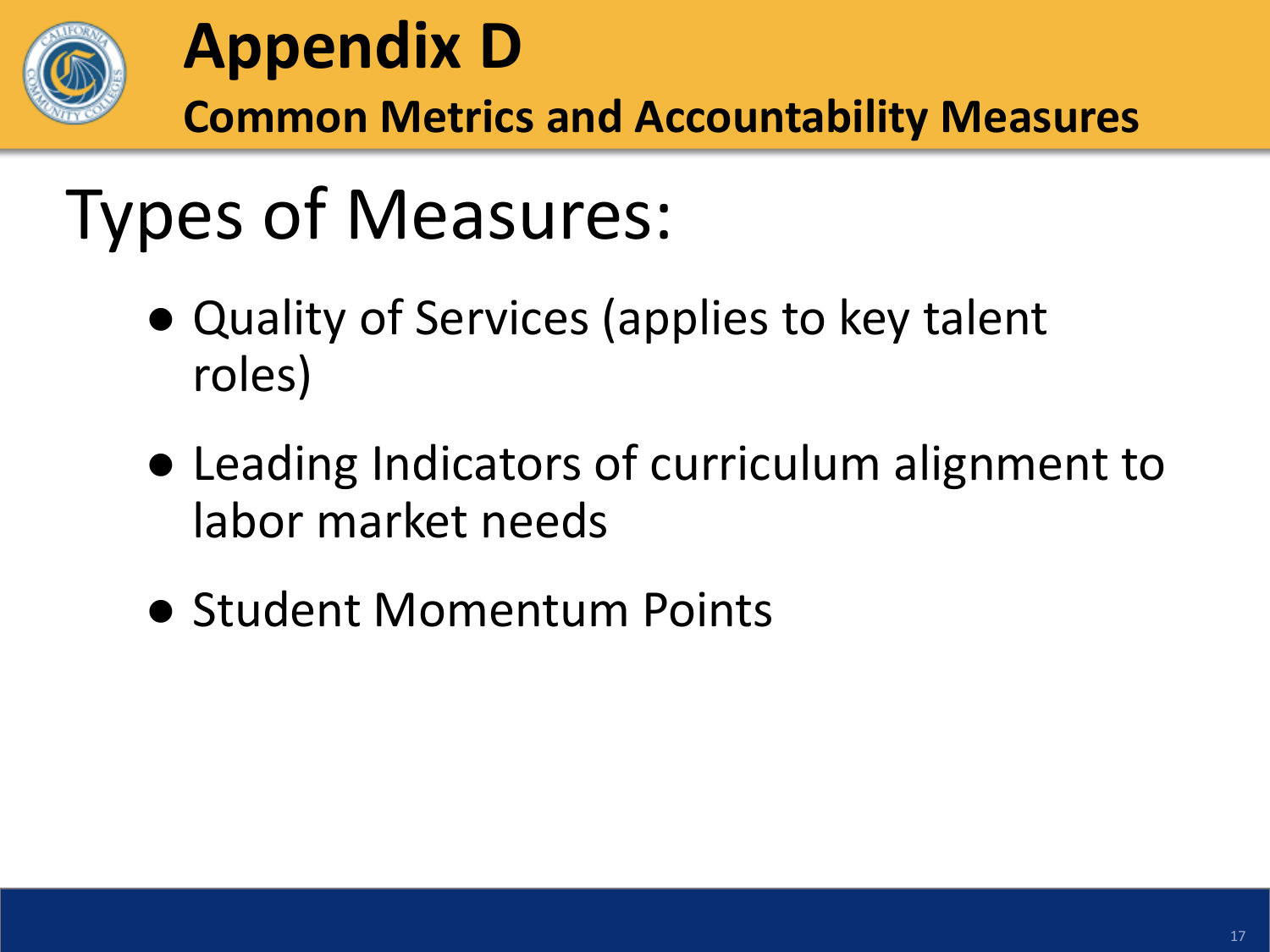# Appendix D

## Common Metrics and Accountability Measures

## Types of Measures:

- Quality of Services (applies to key talent roles)
- Leading Indicators of curriculum alignment to labor market needs
- Student Momentum Points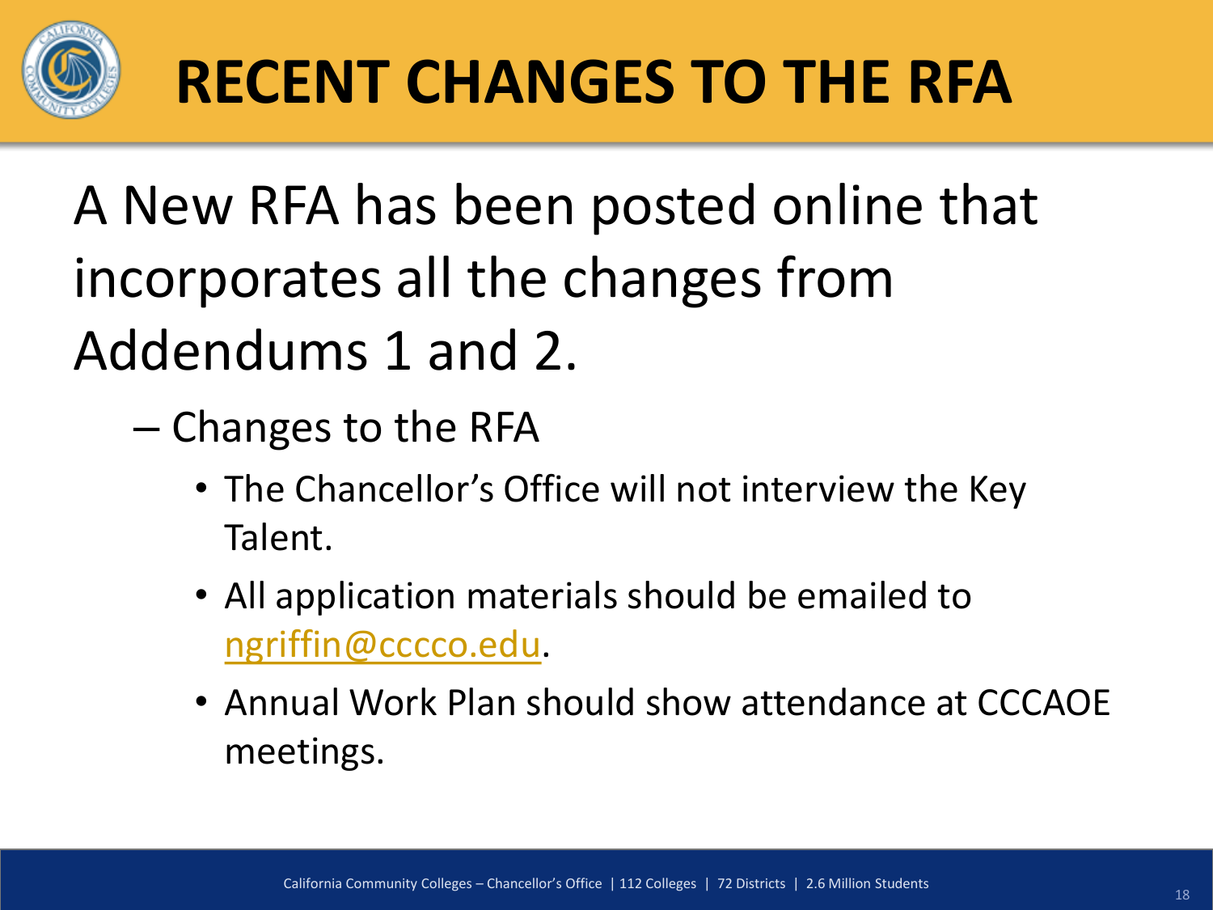# RECENT CHANGES TO THE RFA

A New RFA has been posted online that incorporates all the changes from Addendums 1 and 2.

- Changes to the RFA
  - The Chancellor's Office will not interview the Key Talent.
  - All application materials should be emailed to ngriffin@cccco.edu.
  - Annual Work Plan should show attendance at CCCAOE meetings.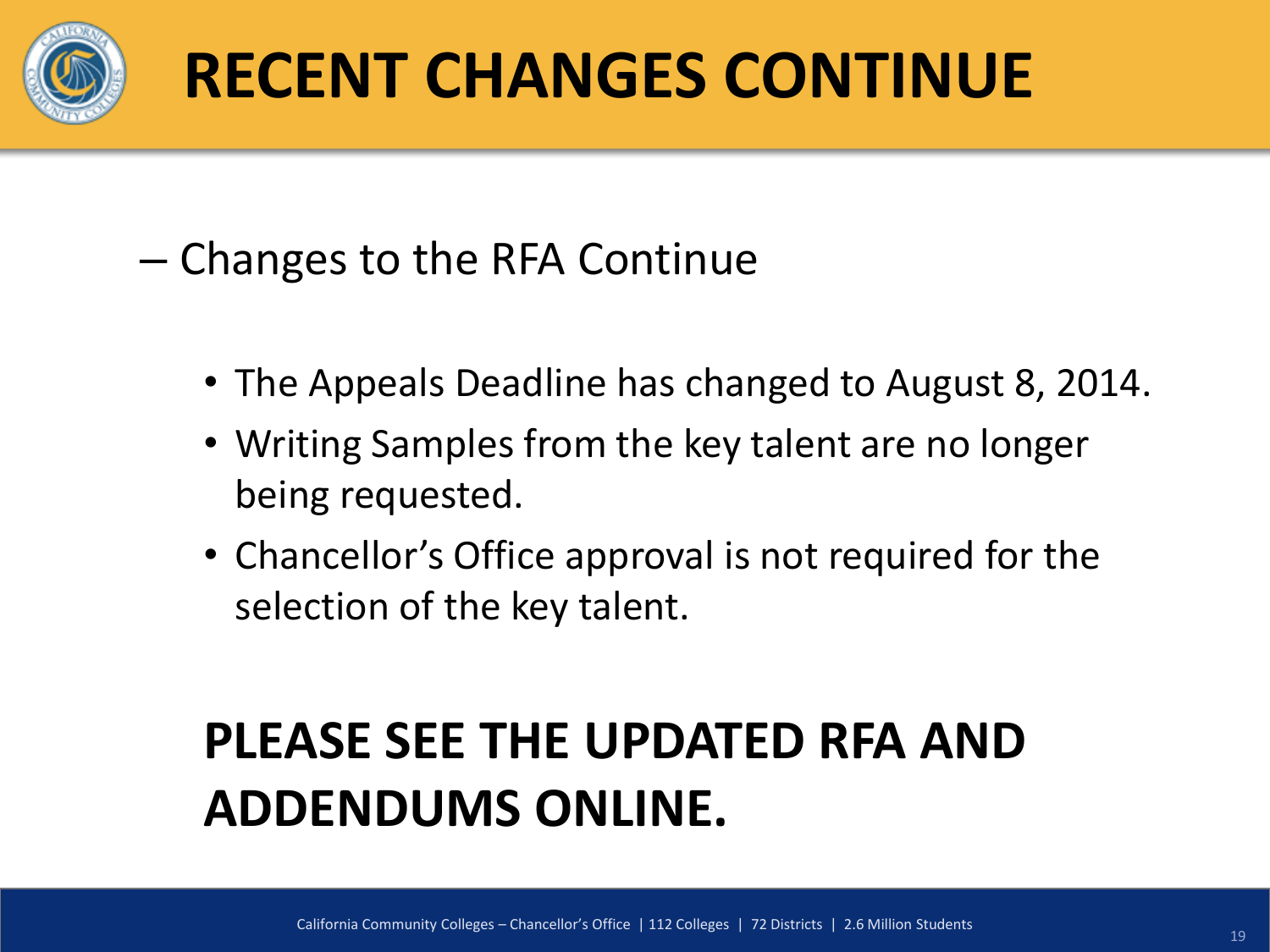# RECENT CHANGES CONTINUE

- Changes to the RFA Continue

  - The Appeals Deadline has changed to August 8, 2014.
  - Writing Samples from the key talent are no longer being requested.
  - Chancellor's Office approval is not required for the selection of the key talent.

**PLEASE SEE THE UPDATED RFA AND ADDENDUMS ONLINE.**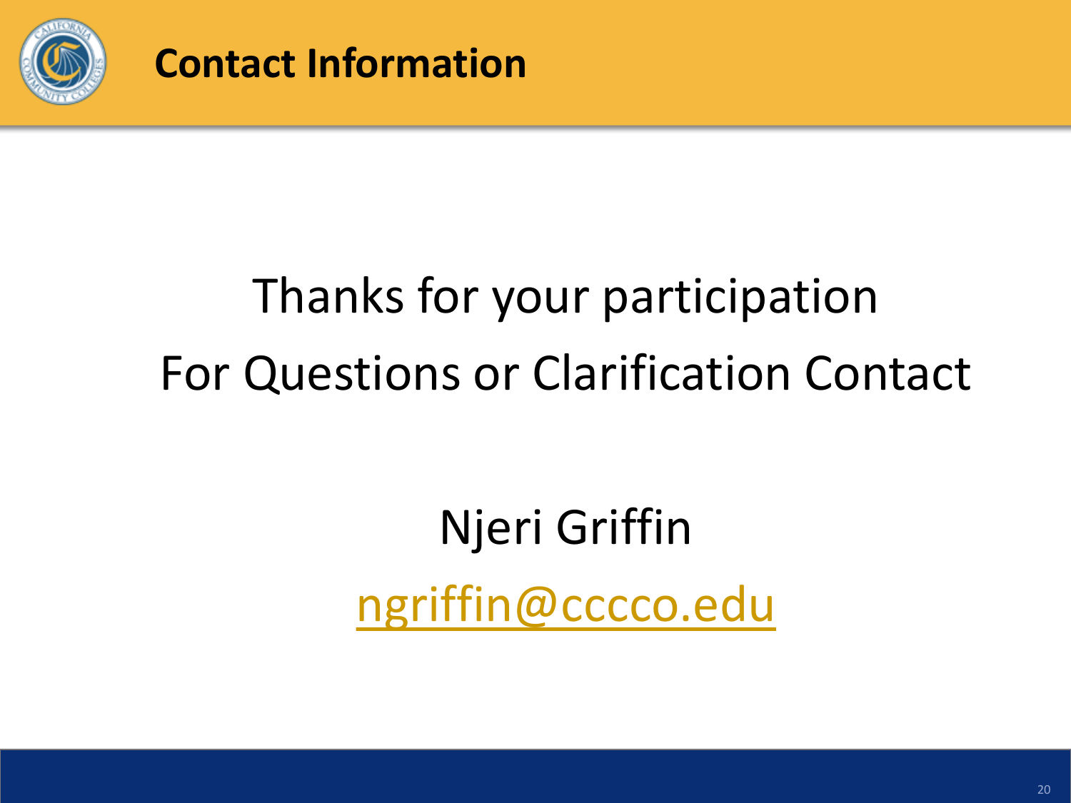# Contact Information

Thanks for your participation

For Questions or Clarification Contact

Njeri Griffin

ngriffin@cccco.edu